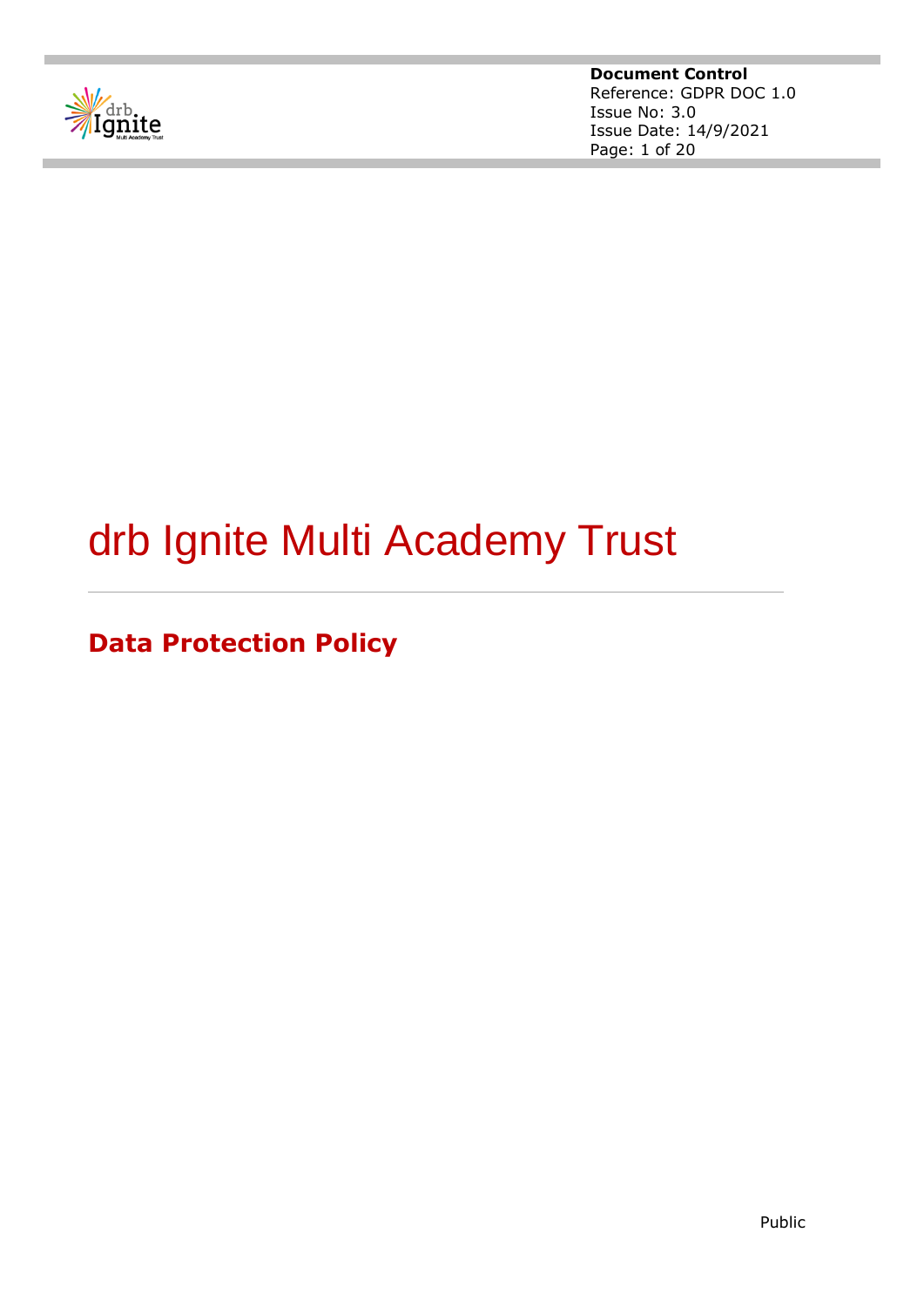**Document Control**
Reference: GDPR DOC 1.0
Issue No: 3.0
Issue Date: 14/9/2021

# drb Ignite Multi Academy Trust

## Data Protection Policy

Public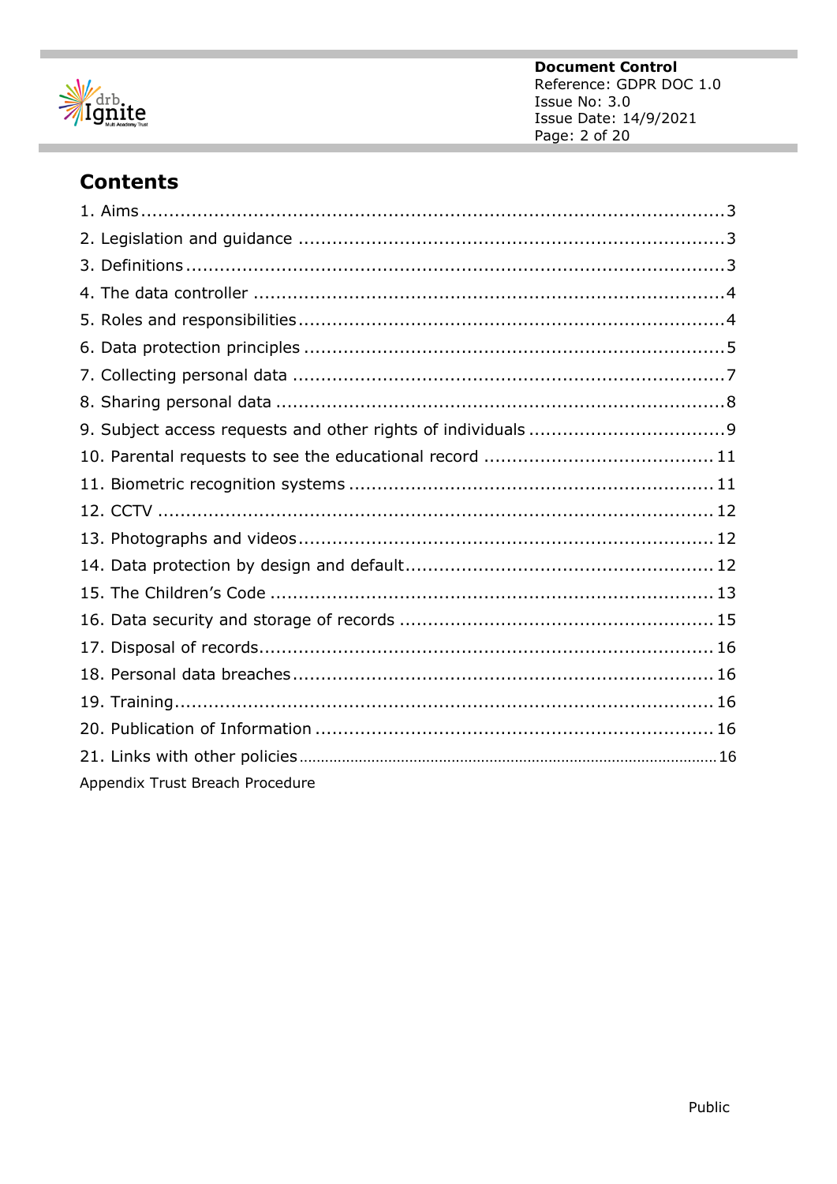## Contents

1. Aims ........................................................................................ 3
2. Legislation and guidance ........................................................................ 3
3. Definitions ........................................................................................ 3
4. The data controller ........................................................................................ 4
5. Roles and responsibilities ........................................................................................ 4
6. Data protection principles ........................................................................................ 5
7. Collecting personal data ........................................................................................ 7
8. Sharing personal data ........................................................................................ 8
9. Subject access requests and other rights of individuals ........................................ 9
10. Parental requests to see the educational record ........................................ 11
11. Biometric recognition systems ........................................................................ 11
12. CCTV ........................................................................................ 12
13. Photographs and videos ........................................................................ 12
14. Data protection by design and default ........................................................ 12
15. The Children's Code ........................................................................ 13
16. Data security and storage of records ........................................................ 15
17. Disposal of records ........................................................................ 16
18. Personal data breaches ........................................................................ 16
19. Training ........................................................................................ 16
20. Publication of Information ........................................................................ 16
21. Links with other policies ........................................................................ 16

Appendix Trust Breach Procedure

Public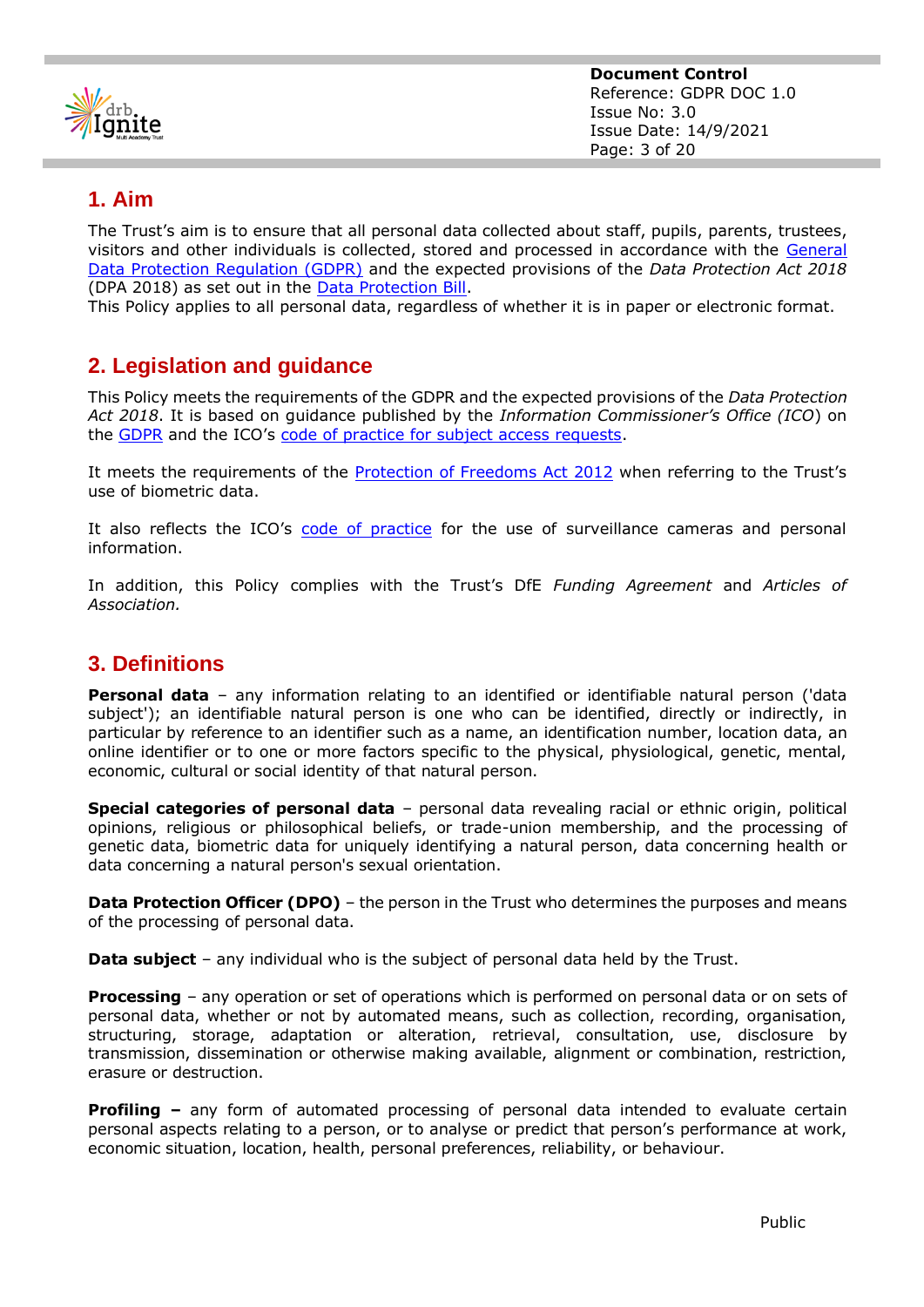## 1. Aim

The Trust's aim is to ensure that all personal data collected about staff, pupils, parents, trustees, visitors and other individuals is collected, stored and processed in accordance with the General Data Protection Regulation (GDPR) and the expected provisions of the *Data Protection Act 2018* (DPA 2018) as set out in the Data Protection Bill.
This Policy applies to all personal data, regardless of whether it is in paper or electronic format.

## 2. Legislation and guidance

This Policy meets the requirements of the GDPR and the expected provisions of the *Data Protection Act 2018*. It is based on guidance published by the *Information Commissioner's Office (ICO)* on the GDPR and the ICO's code of practice for subject access requests.

It meets the requirements of the Protection of Freedoms Act 2012 when referring to the Trust's use of biometric data.

It also reflects the ICO's code of practice for the use of surveillance cameras and personal information.

In addition, this Policy complies with the Trust's DfE *Funding Agreement* and *Articles of Association.*

## 3. Definitions

**Personal data** – any information relating to an identified or identifiable natural person ('data subject'); an identifiable natural person is one who can be identified, directly or indirectly, in particular by reference to an identifier such as a name, an identification number, location data, an online identifier or to one or more factors specific to the physical, physiological, genetic, mental, economic, cultural or social identity of that natural person.

**Special categories of personal data** – personal data revealing racial or ethnic origin, political opinions, religious or philosophical beliefs, or trade-union membership, and the processing of genetic data, biometric data for uniquely identifying a natural person, data concerning health or data concerning a natural person's sexual orientation.

**Data Protection Officer (DPO)** – the person in the Trust who determines the purposes and means of the processing of personal data.

**Data subject** – any individual who is the subject of personal data held by the Trust.

**Processing** – any operation or set of operations which is performed on personal data or on sets of personal data, whether or not by automated means, such as collection, recording, organisation, structuring, storage, adaptation or alteration, retrieval, consultation, use, disclosure by transmission, dissemination or otherwise making available, alignment or combination, restriction, erasure or destruction.

**Profiling –** any form of automated processing of personal data intended to evaluate certain personal aspects relating to a person, or to analyse or predict that person's performance at work, economic situation, location, health, personal preferences, reliability, or behaviour.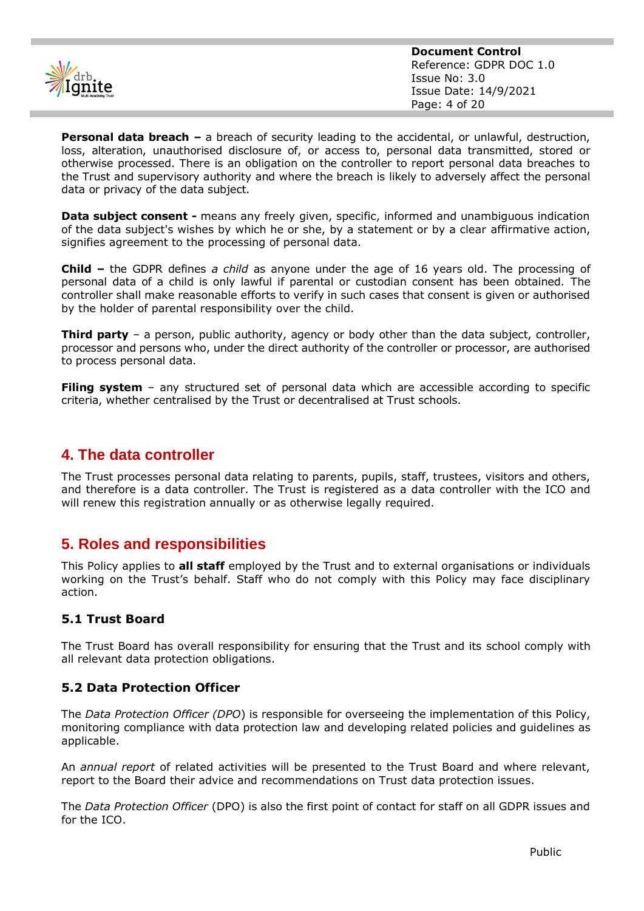**Personal data breach –** a breach of security leading to the accidental, or unlawful, destruction, loss, alteration, unauthorised disclosure of, or access to, personal data transmitted, stored or otherwise processed. There is an obligation on the controller to report personal data breaches to the Trust and supervisory authority and where the breach is likely to adversely affect the personal data or privacy of the data subject.

**Data subject consent -** means any freely given, specific, informed and unambiguous indication of the data subject's wishes by which he or she, by a statement or by a clear affirmative action, signifies agreement to the processing of personal data.

**Child –** the GDPR defines *a child* as anyone under the age of 16 years old. The processing of personal data of a child is only lawful if parental or custodian consent has been obtained. The controller shall make reasonable efforts to verify in such cases that consent is given or authorised by the holder of parental responsibility over the child.

**Third party** – a person, public authority, agency or body other than the data subject, controller, processor and persons who, under the direct authority of the controller or processor, are authorised to process personal data.

**Filing system** – any structured set of personal data which are accessible according to specific criteria, whether centralised by the Trust or decentralised at Trust schools.

## 4. The data controller

The Trust processes personal data relating to parents, pupils, staff, trustees, visitors and others, and therefore is a data controller. The Trust is registered as a data controller with the ICO and will renew this registration annually or as otherwise legally required.

## 5. Roles and responsibilities

This Policy applies to **all staff** employed by the Trust and to external organisations or individuals working on the Trust's behalf. Staff who do not comply with this Policy may face disciplinary action.

### 5.1 Trust Board

The Trust Board has overall responsibility for ensuring that the Trust and its school comply with all relevant data protection obligations.

### 5.2 Data Protection Officer

The *Data Protection Officer (DPO*) is responsible for overseeing the implementation of this Policy, monitoring compliance with data protection law and developing related policies and guidelines as applicable.

An *annual report* of related activities will be presented to the Trust Board and where relevant, report to the Board their advice and recommendations on Trust data protection issues.

The *Data Protection Officer* (DPO) is also the first point of contact for staff on all GDPR issues and for the ICO.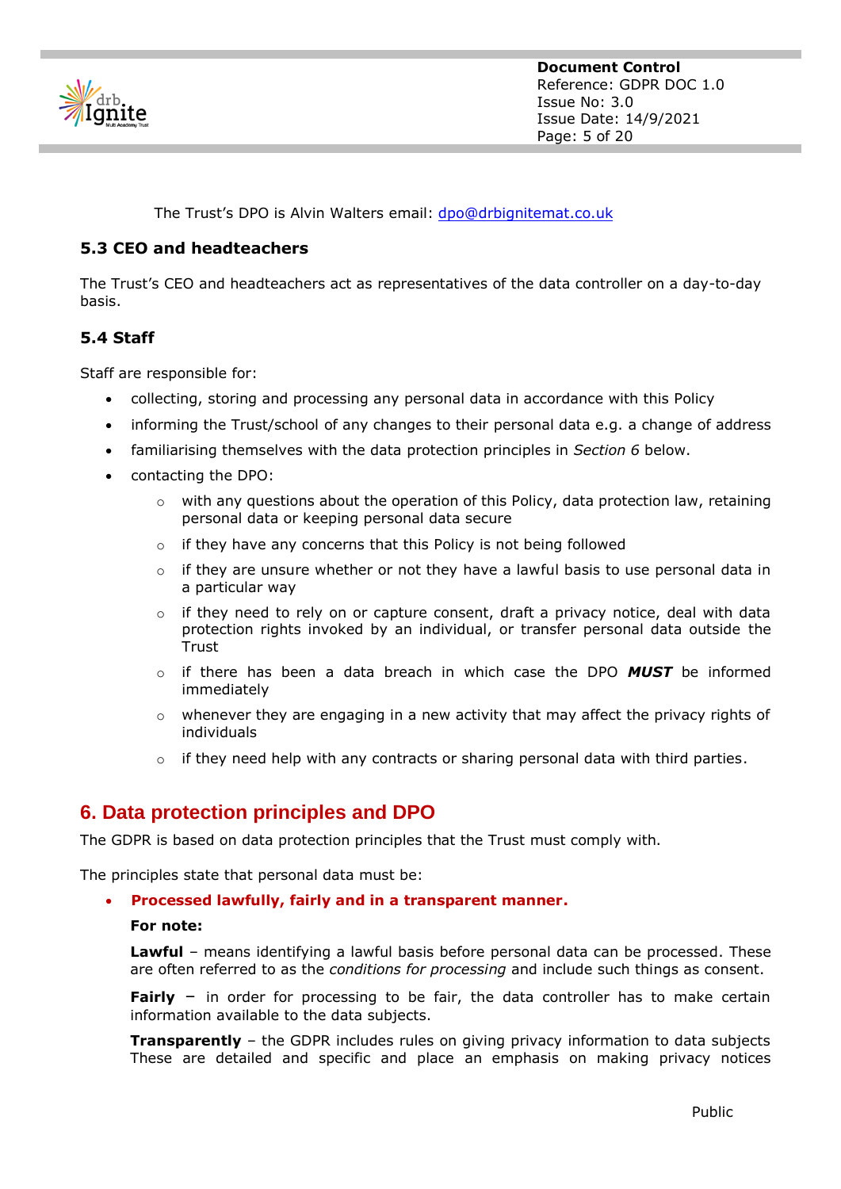The Trust's DPO is Alvin Walters email: [dpo@drbignitemat.co.uk](mailto:dpo@drbignitemat.co.uk)

### 5.3 CEO and headteachers

The Trust's CEO and headteachers act as representatives of the data controller on a day-to-day basis.

### 5.4 Staff

Staff are responsible for:

- collecting, storing and processing any personal data in accordance with this Policy
- informing the Trust/school of any changes to their personal data e.g. a change of address
- familiarising themselves with the data protection principles in *Section 6* below.
- contacting the DPO:
  - with any questions about the operation of this Policy, data protection law, retaining personal data or keeping personal data secure
  - if they have any concerns that this Policy is not being followed
  - if they are unsure whether or not they have a lawful basis to use personal data in a particular way
  - if they need to rely on or capture consent, draft a privacy notice, deal with data protection rights invoked by an individual, or transfer personal data outside the Trust
  - if there has been a data breach in which case the DPO ***MUST*** be informed immediately
  - whenever they are engaging in a new activity that may affect the privacy rights of individuals
  - if they need help with any contracts or sharing personal data with third parties.

## 6. Data protection principles and DPO

The GDPR is based on data protection principles that the Trust must comply with.

The principles state that personal data must be:

- **Processed lawfully, fairly and in a transparent manner.**

  **For note:**

  **Lawful** – means identifying a lawful basis before personal data can be processed. These are often referred to as the *conditions for processing* and include such things as consent.

  **Fairly** – in order for processing to be fair, the data controller has to make certain information available to the data subjects.

  **Transparently** – the GDPR includes rules on giving privacy information to data subjects These are detailed and specific and place an emphasis on making privacy notices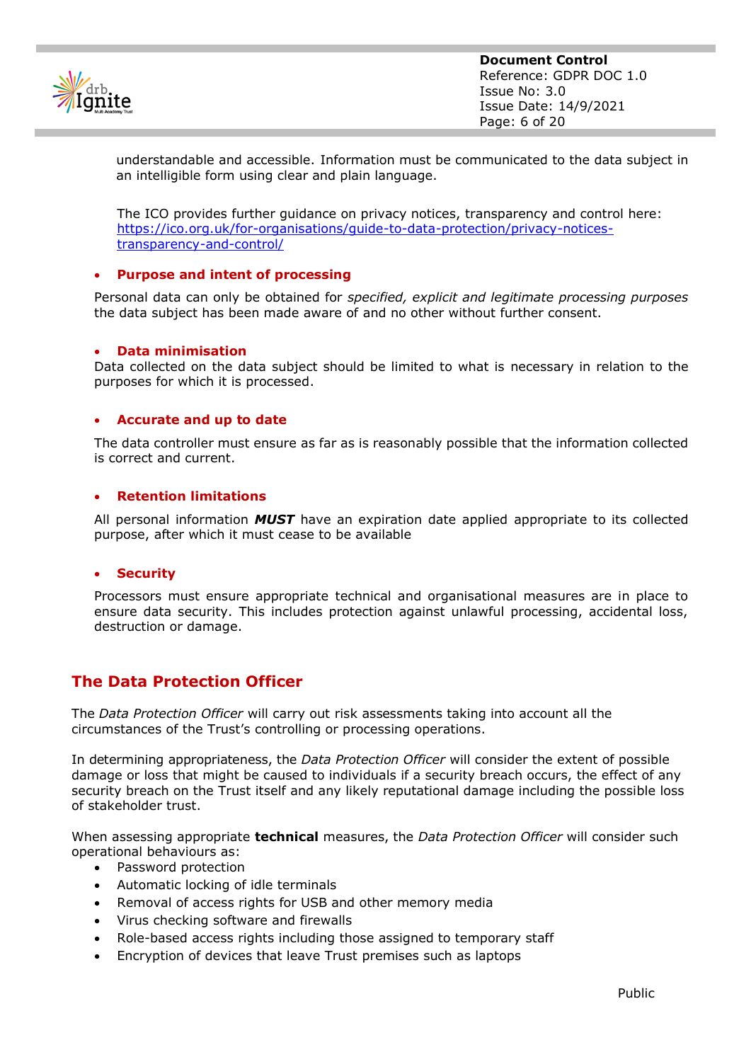understandable and accessible. Information must be communicated to the data subject in an intelligible form using clear and plain language.

The ICO provides further guidance on privacy notices, transparency and control here: [https://ico.org.uk/for-organisations/guide-to-data-protection/privacy-notices-transparency-and-control/](https://ico.org.uk/for-organisations/guide-to-data-protection/privacy-notices-transparency-and-control/)

- **Purpose and intent of processing**

Personal data can only be obtained for *specified, explicit and legitimate processing purposes* the data subject has been made aware of and no other without further consent.

- **Data minimisation**

Data collected on the data subject should be limited to what is necessary in relation to the purposes for which it is processed.

- **Accurate and up to date**

The data controller must ensure as far as is reasonably possible that the information collected is correct and current.

- **Retention limitations**

All personal information ***MUST*** have an expiration date applied appropriate to its collected purpose, after which it must cease to be available

- **Security**

Processors must ensure appropriate technical and organisational measures are in place to ensure data security. This includes protection against unlawful processing, accidental loss, destruction or damage.

## The Data Protection Officer

The *Data Protection Officer* will carry out risk assessments taking into account all the circumstances of the Trust's controlling or processing operations.

In determining appropriateness, the *Data Protection Officer* will consider the extent of possible damage or loss that might be caused to individuals if a security breach occurs, the effect of any security breach on the Trust itself and any likely reputational damage including the possible loss of stakeholder trust.

When assessing appropriate **technical** measures, the *Data Protection Officer* will consider such operational behaviours as:

- Password protection
- Automatic locking of idle terminals
- Removal of access rights for USB and other memory media
- Virus checking software and firewalls
- Role-based access rights including those assigned to temporary staff
- Encryption of devices that leave Trust premises such as laptops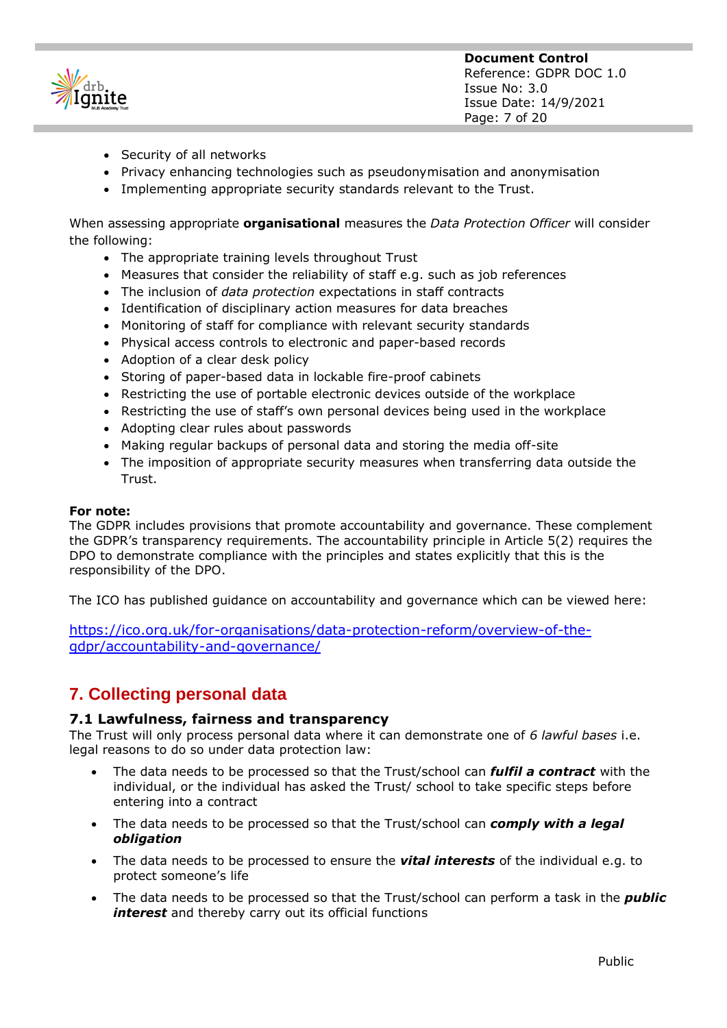- Security of all networks
- Privacy enhancing technologies such as pseudonymisation and anonymisation
- Implementing appropriate security standards relevant to the Trust.

When assessing appropriate **organisational** measures the *Data Protection Officer* will consider the following:

- The appropriate training levels throughout Trust
- Measures that consider the reliability of staff e.g. such as job references
- The inclusion of *data protection* expectations in staff contracts
- Identification of disciplinary action measures for data breaches
- Monitoring of staff for compliance with relevant security standards
- Physical access controls to electronic and paper-based records
- Adoption of a clear desk policy
- Storing of paper-based data in lockable fire-proof cabinets
- Restricting the use of portable electronic devices outside of the workplace
- Restricting the use of staff's own personal devices being used in the workplace
- Adopting clear rules about passwords
- Making regular backups of personal data and storing the media off-site
- The imposition of appropriate security measures when transferring data outside the Trust.

**For note:**
The GDPR includes provisions that promote accountability and governance. These complement the GDPR's transparency requirements. The accountability principle in Article 5(2) requires the DPO to demonstrate compliance with the principles and states explicitly that this is the responsibility of the DPO.

The ICO has published guidance on accountability and governance which can be viewed here:

[https://ico.org.uk/for-organisations/data-protection-reform/overview-of-the-gdpr/accountability-and-governance/](https://ico.org.uk/for-organisations/data-protection-reform/overview-of-the-gdpr/accountability-and-governance/)

## 7. Collecting personal data

### 7.1 Lawfulness, fairness and transparency

The Trust will only process personal data where it can demonstrate one of *6 lawful bases* i.e. legal reasons to do so under data protection law:

- The data needs to be processed so that the Trust/school can ***fulfil a contract*** with the individual, or the individual has asked the Trust/ school to take specific steps before entering into a contract
- The data needs to be processed so that the Trust/school can ***comply with a legal obligation***
- The data needs to be processed to ensure the ***vital interests*** of the individual e.g. to protect someone's life
- The data needs to be processed so that the Trust/school can perform a task in the ***public interest*** and thereby carry out its official functions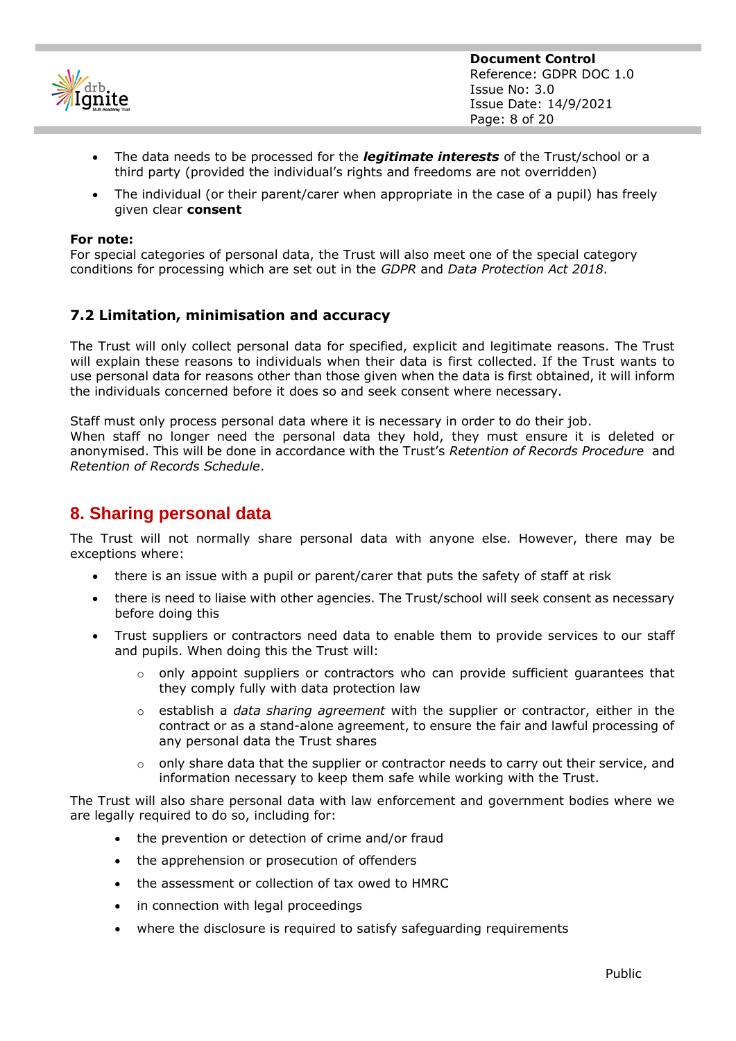- The data needs to be processed for the ***legitimate interests*** of the Trust/school or a third party (provided the individual's rights and freedoms are not overridden)
- The individual (or their parent/carer when appropriate in the case of a pupil) has freely given clear **consent**

**For note:**
For special categories of personal data, the Trust will also meet one of the special category conditions for processing which are set out in the *GDPR* and *Data Protection Act 2018*.

### 7.2 Limitation, minimisation and accuracy

The Trust will only collect personal data for specified, explicit and legitimate reasons. The Trust will explain these reasons to individuals when their data is first collected. If the Trust wants to use personal data for reasons other than those given when the data is first obtained, it will inform the individuals concerned before it does so and seek consent where necessary.

Staff must only process personal data where it is necessary in order to do their job.
When staff no longer need the personal data they hold, they must ensure it is deleted or anonymised. This will be done in accordance with the Trust's *Retention of Records Procedure* and *Retention of Records Schedule*.

## 8. Sharing personal data

The Trust will not normally share personal data with anyone else. However, there may be exceptions where:

- there is an issue with a pupil or parent/carer that puts the safety of staff at risk
- there is need to liaise with other agencies. The Trust/school will seek consent as necessary before doing this
- Trust suppliers or contractors need data to enable them to provide services to our staff and pupils. When doing this the Trust will:
    - only appoint suppliers or contractors who can provide sufficient guarantees that they comply fully with data protection law
    - establish a *data sharing agreement* with the supplier or contractor, either in the contract or as a stand-alone agreement, to ensure the fair and lawful processing of any personal data the Trust shares
    - only share data that the supplier or contractor needs to carry out their service, and information necessary to keep them safe while working with the Trust.

The Trust will also share personal data with law enforcement and government bodies where we are legally required to do so, including for:

- the prevention or detection of crime and/or fraud
- the apprehension or prosecution of offenders
- the assessment or collection of tax owed to HMRC
- in connection with legal proceedings
- where the disclosure is required to satisfy safeguarding requirements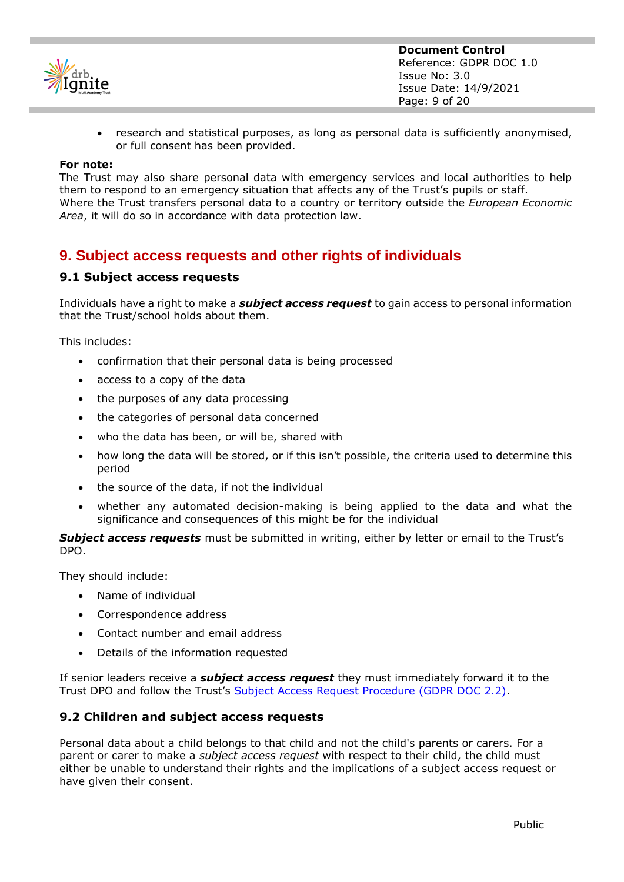- research and statistical purposes, as long as personal data is sufficiently anonymised, or full consent has been provided.

**For note:**
The Trust may also share personal data with emergency services and local authorities to help them to respond to an emergency situation that affects any of the Trust's pupils or staff.
Where the Trust transfers personal data to a country or territory outside the *European Economic Area*, it will do so in accordance with data protection law.

## 9. Subject access requests and other rights of individuals

### 9.1 Subject access requests

Individuals have a right to make a ***subject access request*** to gain access to personal information that the Trust/school holds about them.

This includes:

- confirmation that their personal data is being processed
- access to a copy of the data
- the purposes of any data processing
- the categories of personal data concerned
- who the data has been, or will be, shared with
- how long the data will be stored, or if this isn't possible, the criteria used to determine this period
- the source of the data, if not the individual
- whether any automated decision-making is being applied to the data and what the significance and consequences of this might be for the individual

***Subject access requests*** must be submitted in writing, either by letter or email to the Trust's DPO.

They should include:

- Name of individual
- Correspondence address
- Contact number and email address
- Details of the information requested

If senior leaders receive a ***subject access request*** they must immediately forward it to the Trust DPO and follow the Trust's [Subject Access Request Procedure (GDPR DOC 2.2)](#).

### 9.2 Children and subject access requests

Personal data about a child belongs to that child and not the child's parents or carers. For a parent or carer to make a *subject access request* with respect to their child, the child must either be unable to understand their rights and the implications of a subject access request or have given their consent.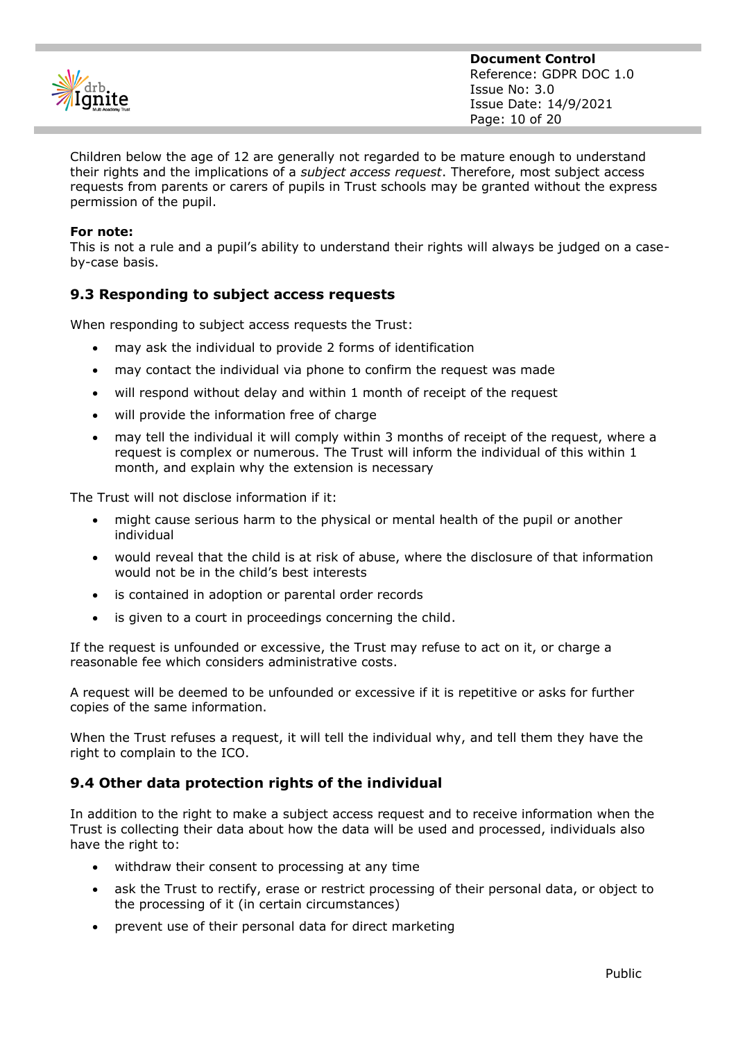Children below the age of 12 are generally not regarded to be mature enough to understand their rights and the implications of a *subject access request*. Therefore, most subject access requests from parents or carers of pupils in Trust schools may be granted without the express permission of the pupil.

**For note:**
This is not a rule and a pupil's ability to understand their rights will always be judged on a case-by-case basis.

### 9.3 Responding to subject access requests

When responding to subject access requests the Trust:

- may ask the individual to provide 2 forms of identification
- may contact the individual via phone to confirm the request was made
- will respond without delay and within 1 month of receipt of the request
- will provide the information free of charge
- may tell the individual it will comply within 3 months of receipt of the request, where a request is complex or numerous. The Trust will inform the individual of this within 1 month, and explain why the extension is necessary

The Trust will not disclose information if it:

- might cause serious harm to the physical or mental health of the pupil or another individual
- would reveal that the child is at risk of abuse, where the disclosure of that information would not be in the child's best interests
- is contained in adoption or parental order records
- is given to a court in proceedings concerning the child.

If the request is unfounded or excessive, the Trust may refuse to act on it, or charge a reasonable fee which considers administrative costs.

A request will be deemed to be unfounded or excessive if it is repetitive or asks for further copies of the same information.

When the Trust refuses a request, it will tell the individual why, and tell them they have the right to complain to the ICO.

### 9.4 Other data protection rights of the individual

In addition to the right to make a subject access request and to receive information when the Trust is collecting their data about how the data will be used and processed, individuals also have the right to:

- withdraw their consent to processing at any time
- ask the Trust to rectify, erase or restrict processing of their personal data, or object to the processing of it (in certain circumstances)
- prevent use of their personal data for direct marketing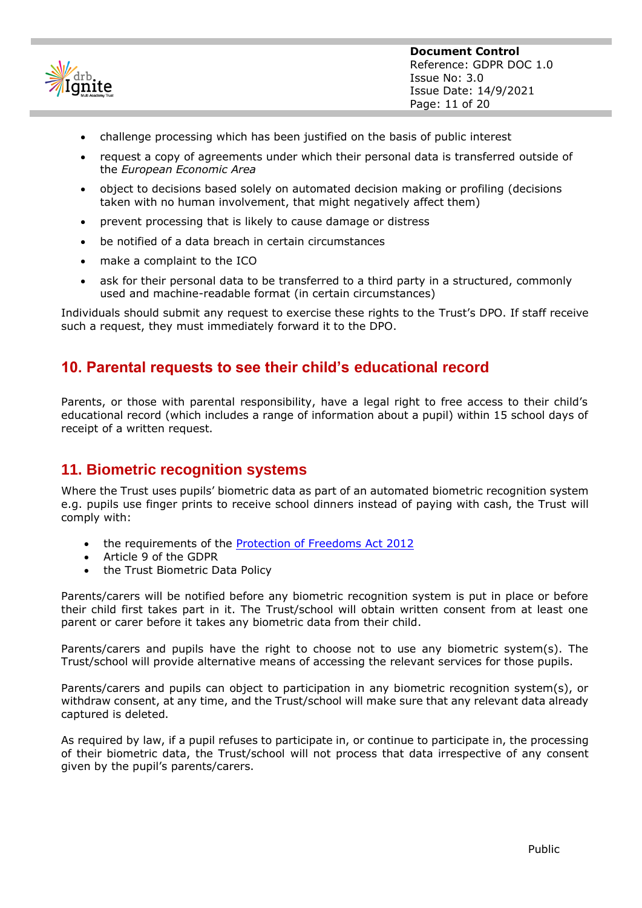- challenge processing which has been justified on the basis of public interest
- request a copy of agreements under which their personal data is transferred outside of the *European Economic Area*
- object to decisions based solely on automated decision making or profiling (decisions taken with no human involvement, that might negatively affect them)
- prevent processing that is likely to cause damage or distress
- be notified of a data breach in certain circumstances
- make a complaint to the ICO
- ask for their personal data to be transferred to a third party in a structured, commonly used and machine-readable format (in certain circumstances)

Individuals should submit any request to exercise these rights to the Trust's DPO. If staff receive such a request, they must immediately forward it to the DPO.

## 10. Parental requests to see their child's educational record

Parents, or those with parental responsibility, have a legal right to free access to their child's educational record (which includes a range of information about a pupil) within 15 school days of receipt of a written request.

## 11. Biometric recognition systems

Where the Trust uses pupils' biometric data as part of an automated biometric recognition system e.g. pupils use finger prints to receive school dinners instead of paying with cash, the Trust will comply with:

- the requirements of the Protection of Freedoms Act 2012
- Article 9 of the GDPR
- the Trust Biometric Data Policy

Parents/carers will be notified before any biometric recognition system is put in place or before their child first takes part in it. The Trust/school will obtain written consent from at least one parent or carer before it takes any biometric data from their child.

Parents/carers and pupils have the right to choose not to use any biometric system(s). The Trust/school will provide alternative means of accessing the relevant services for those pupils.

Parents/carers and pupils can object to participation in any biometric recognition system(s), or withdraw consent, at any time, and the Trust/school will make sure that any relevant data already captured is deleted.

As required by law, if a pupil refuses to participate in, or continue to participate in, the processing of their biometric data, the Trust/school will not process that data irrespective of any consent given by the pupil's parents/carers.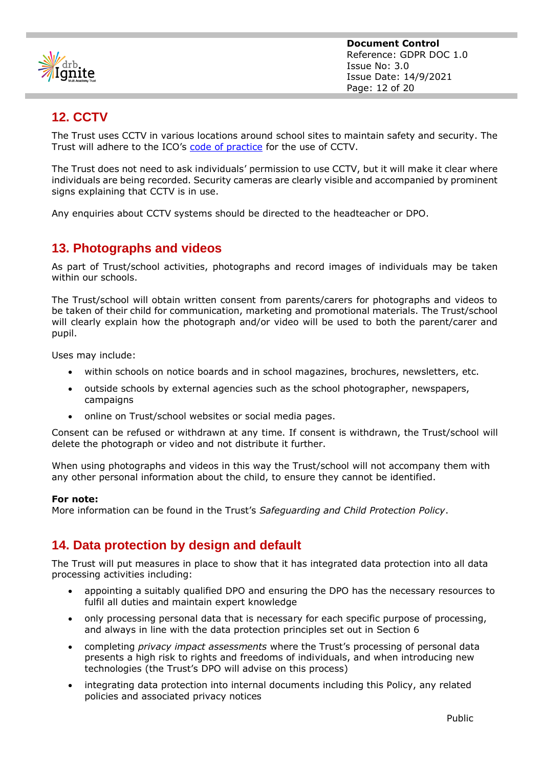## 12. CCTV

The Trust uses CCTV in various locations around school sites to maintain safety and security. The Trust will adhere to the ICO's code of practice for the use of CCTV.

The Trust does not need to ask individuals' permission to use CCTV, but it will make it clear where individuals are being recorded. Security cameras are clearly visible and accompanied by prominent signs explaining that CCTV is in use.

Any enquiries about CCTV systems should be directed to the headteacher or DPO.

## 13. Photographs and videos

As part of Trust/school activities, photographs and record images of individuals may be taken within our schools.

The Trust/school will obtain written consent from parents/carers for photographs and videos to be taken of their child for communication, marketing and promotional materials. The Trust/school will clearly explain how the photograph and/or video will be used to both the parent/carer and pupil.

Uses may include:

- within schools on notice boards and in school magazines, brochures, newsletters, etc.
- outside schools by external agencies such as the school photographer, newspapers, campaigns
- online on Trust/school websites or social media pages.

Consent can be refused or withdrawn at any time. If consent is withdrawn, the Trust/school will delete the photograph or video and not distribute it further.

When using photographs and videos in this way the Trust/school will not accompany them with any other personal information about the child, to ensure they cannot be identified.

**For note:**
More information can be found in the Trust's *Safeguarding and Child Protection Policy*.

## 14. Data protection by design and default

The Trust will put measures in place to show that it has integrated data protection into all data processing activities including:

- appointing a suitably qualified DPO and ensuring the DPO has the necessary resources to fulfil all duties and maintain expert knowledge
- only processing personal data that is necessary for each specific purpose of processing, and always in line with the data protection principles set out in Section 6
- completing *privacy impact assessments* where the Trust's processing of personal data presents a high risk to rights and freedoms of individuals, and when introducing new technologies (the Trust's DPO will advise on this process)
- integrating data protection into internal documents including this Policy, any related policies and associated privacy notices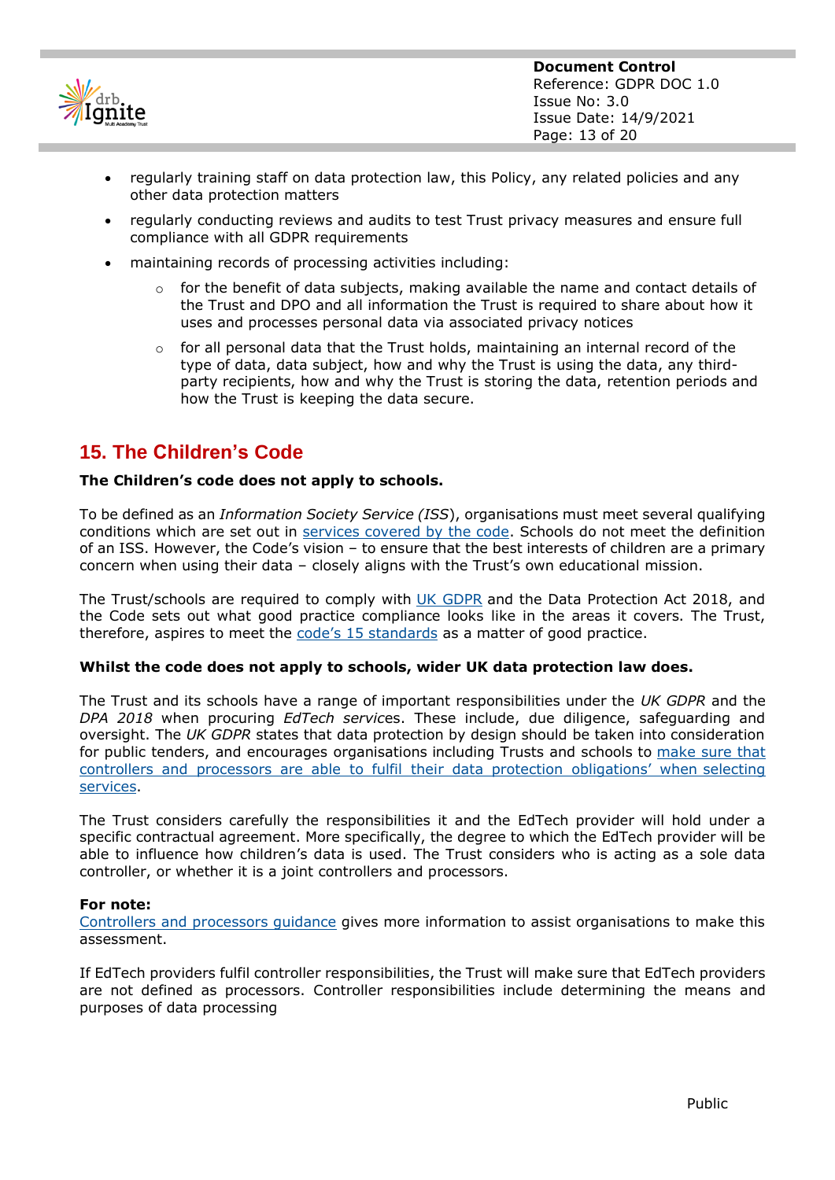- regularly training staff on data protection law, this Policy, any related policies and any other data protection matters
- regularly conducting reviews and audits to test Trust privacy measures and ensure full compliance with all GDPR requirements
- maintaining records of processing activities including:
  - for the benefit of data subjects, making available the name and contact details of the Trust and DPO and all information the Trust is required to share about how it uses and processes personal data via associated privacy notices
  - for all personal data that the Trust holds, maintaining an internal record of the type of data, data subject, how and why the Trust is using the data, any third-party recipients, how and why the Trust is storing the data, retention periods and how the Trust is keeping the data secure.

## 15. The Children's Code

**The Children's code does not apply to schools.**

To be defined as an *Information Society Service (ISS)*, organisations must meet several qualifying conditions which are set out in services covered by the code. Schools do not meet the definition of an ISS. However, the Code's vision – to ensure that the best interests of children are a primary concern when using their data – closely aligns with the Trust's own educational mission.

The Trust/schools are required to comply with UK GDPR and the Data Protection Act 2018, and the Code sets out what good practice compliance looks like in the areas it covers. The Trust, therefore, aspires to meet the code's 15 standards as a matter of good practice.

**Whilst the code does not apply to schools, wider UK data protection law does.**

The Trust and its schools have a range of important responsibilities under the *UK GDPR* and the *DPA 2018* when procuring *EdTech service*s. These include, due diligence, safeguarding and oversight. The *UK GDPR* states that data protection by design should be taken into consideration for public tenders, and encourages organisations including Trusts and schools to make sure that controllers and processors are able to fulfil their data protection obligations' when selecting services.

The Trust considers carefully the responsibilities it and the EdTech provider will hold under a specific contractual agreement. More specifically, the degree to which the EdTech provider will be able to influence how children's data is used. The Trust considers who is acting as a sole data controller, or whether it is a joint controllers and processors.

**For note:**
Controllers and processors guidance gives more information to assist organisations to make this assessment.

If EdTech providers fulfil controller responsibilities, the Trust will make sure that EdTech providers are not defined as processors. Controller responsibilities include determining the means and purposes of data processing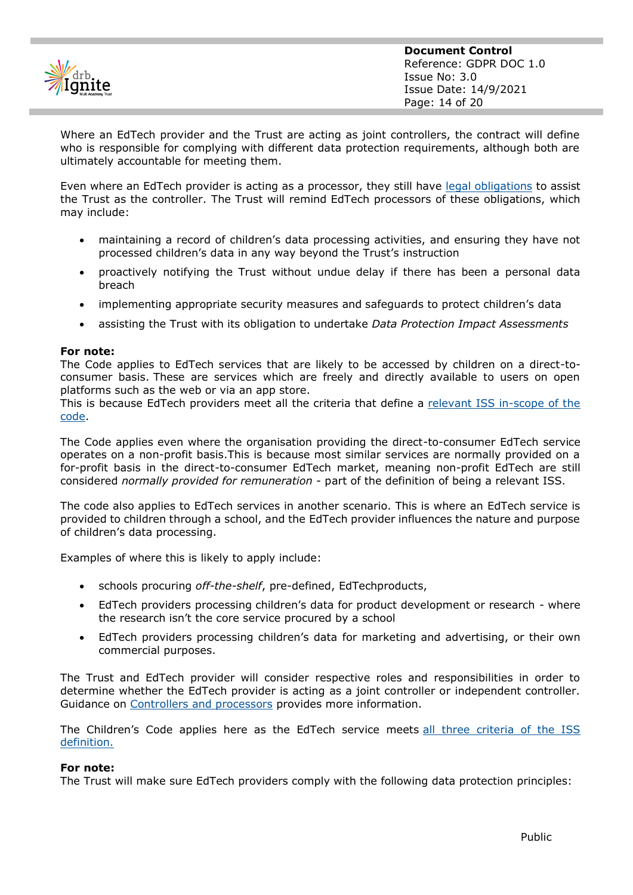Where an EdTech provider and the Trust are acting as joint controllers, the contract will define who is responsible for complying with different data protection requirements, although both are ultimately accountable for meeting them.

Even where an EdTech provider is acting as a processor, they still have legal obligations to assist the Trust as the controller. The Trust will remind EdTech processors of these obligations, which may include:

- maintaining a record of children's data processing activities, and ensuring they have not processed children's data in any way beyond the Trust's instruction
- proactively notifying the Trust without undue delay if there has been a personal data breach
- implementing appropriate security measures and safeguards to protect children's data
- assisting the Trust with its obligation to undertake *Data Protection Impact Assessments*

**For note:**
The Code applies to EdTech services that are likely to be accessed by children on a direct-to-consumer basis. These are services which are freely and directly available to users on open platforms such as the web or via an app store.
This is because EdTech providers meet all the criteria that define a relevant ISS in-scope of the code.

The Code applies even where the organisation providing the direct-to-consumer EdTech service operates on a non-profit basis.This is because most similar services are normally provided on a for-profit basis in the direct-to-consumer EdTech market, meaning non-profit EdTech are still considered *normally provided for remuneration* - part of the definition of being a relevant ISS.

The code also applies to EdTech services in another scenario. This is where an EdTech service is provided to children through a school, and the EdTech provider influences the nature and purpose of children's data processing.

Examples of where this is likely to apply include:

- schools procuring *off-the-shelf*, pre-defined, EdTechproducts,
- EdTech providers processing children's data for product development or research - where the research isn't the core service procured by a school
- EdTech providers processing children's data for marketing and advertising, or their own commercial purposes.

The Trust and EdTech provider will consider respective roles and responsibilities in order to determine whether the EdTech provider is acting as a joint controller or independent controller. Guidance on Controllers and processors provides more information.

The Children's Code applies here as the EdTech service meets all three criteria of the ISS definition.

**For note:**
The Trust will make sure EdTech providers comply with the following data protection principles: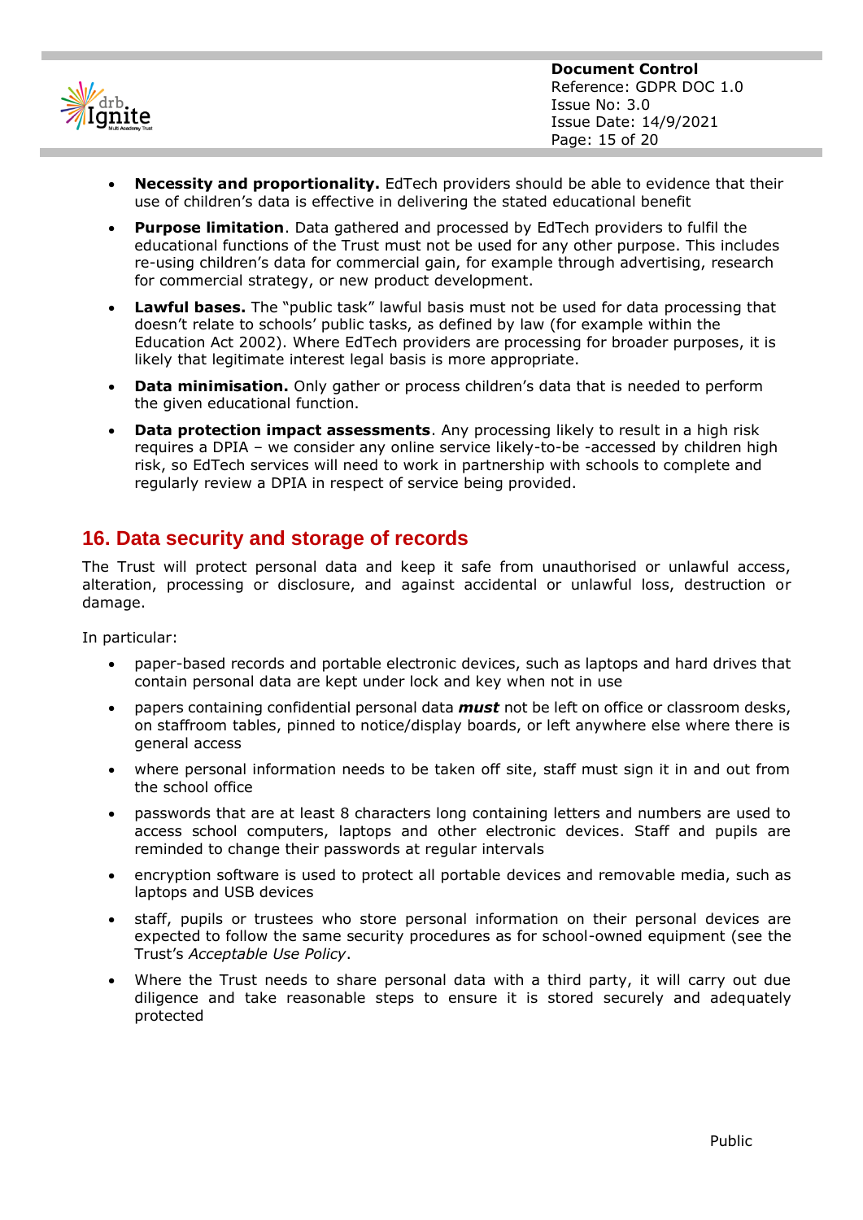- **Necessity and proportionality.** EdTech providers should be able to evidence that their use of children's data is effective in delivering the stated educational benefit
- **Purpose limitation**. Data gathered and processed by EdTech providers to fulfil the educational functions of the Trust must not be used for any other purpose. This includes re-using children's data for commercial gain, for example through advertising, research for commercial strategy, or new product development.
- **Lawful bases.** The "public task" lawful basis must not be used for data processing that doesn't relate to schools' public tasks, as defined by law (for example within the Education Act 2002). Where EdTech providers are processing for broader purposes, it is likely that legitimate interest legal basis is more appropriate.
- **Data minimisation.** Only gather or process children's data that is needed to perform the given educational function.
- **Data protection impact assessments**. Any processing likely to result in a high risk requires a DPIA – we consider any online service likely-to-be -accessed by children high risk, so EdTech services will need to work in partnership with schools to complete and regularly review a DPIA in respect of service being provided.

## 16. Data security and storage of records

The Trust will protect personal data and keep it safe from unauthorised or unlawful access, alteration, processing or disclosure, and against accidental or unlawful loss, destruction or damage.

In particular:

- paper-based records and portable electronic devices, such as laptops and hard drives that contain personal data are kept under lock and key when not in use
- papers containing confidential personal data ***must*** not be left on office or classroom desks, on staffroom tables, pinned to notice/display boards, or left anywhere else where there is general access
- where personal information needs to be taken off site, staff must sign it in and out from the school office
- passwords that are at least 8 characters long containing letters and numbers are used to access school computers, laptops and other electronic devices. Staff and pupils are reminded to change their passwords at regular intervals
- encryption software is used to protect all portable devices and removable media, such as laptops and USB devices
- staff, pupils or trustees who store personal information on their personal devices are expected to follow the same security procedures as for school-owned equipment (see the Trust's *Acceptable Use Policy*.
- Where the Trust needs to share personal data with a third party, it will carry out due diligence and take reasonable steps to ensure it is stored securely and adequately protected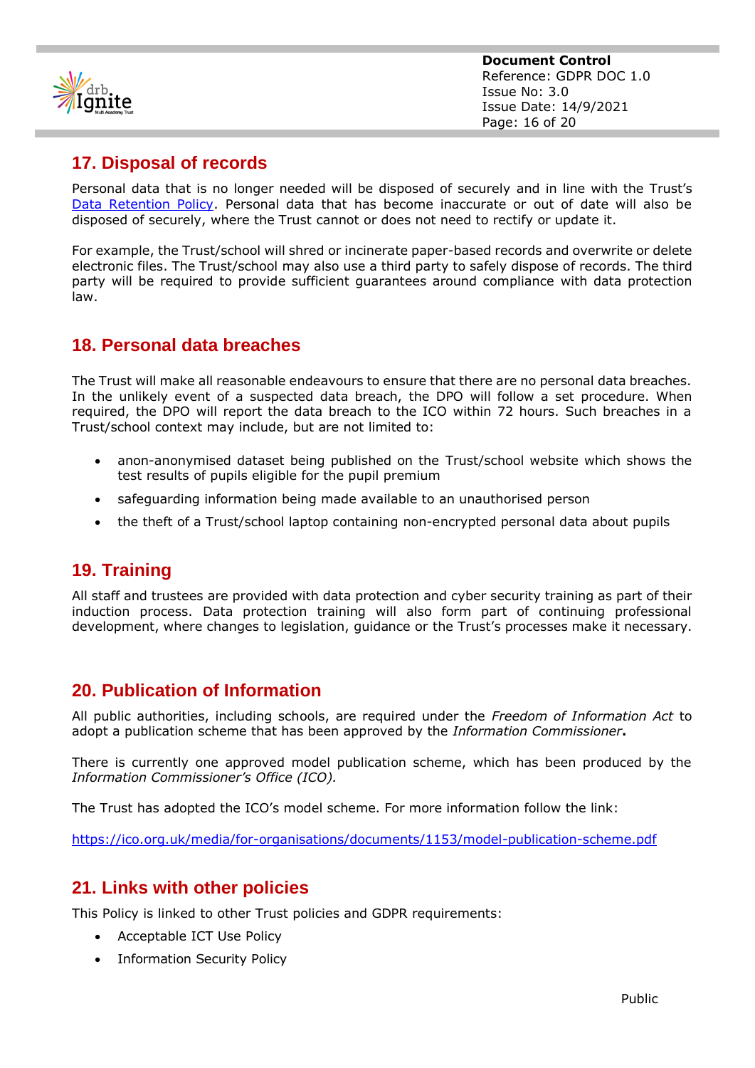## 17. Disposal of records

Personal data that is no longer needed will be disposed of securely and in line with the Trust's [Data Retention Policy](). Personal data that has become inaccurate or out of date will also be disposed of securely, where the Trust cannot or does not need to rectify or update it.

For example, the Trust/school will shred or incinerate paper-based records and overwrite or delete electronic files. The Trust/school may also use a third party to safely dispose of records. The third party will be required to provide sufficient guarantees around compliance with data protection law.

## 18. Personal data breaches

The Trust will make all reasonable endeavours to ensure that there are no personal data breaches. In the unlikely event of a suspected data breach, the DPO will follow a set procedure. When required, the DPO will report the data breach to the ICO within 72 hours. Such breaches in a Trust/school context may include, but are not limited to:

- anon-anonymised dataset being published on the Trust/school website which shows the test results of pupils eligible for the pupil premium
- safeguarding information being made available to an unauthorised person
- the theft of a Trust/school laptop containing non-encrypted personal data about pupils

## 19. Training

All staff and trustees are provided with data protection and cyber security training as part of their induction process. Data protection training will also form part of continuing professional development, where changes to legislation, guidance or the Trust's processes make it necessary.

## 20. Publication of Information

All public authorities, including schools, are required under the *Freedom of Information Act* to adopt a publication scheme that has been approved by the *Information Commissioner***.**

There is currently one approved model publication scheme, which has been produced by the *Information Commissioner's Office (ICO).*

The Trust has adopted the ICO's model scheme. For more information follow the link:

https://ico.org.uk/media/for-organisations/documents/1153/model-publication-scheme.pdf

## 21. Links with other policies

This Policy is linked to other Trust policies and GDPR requirements:

- Acceptable ICT Use Policy
- Information Security Policy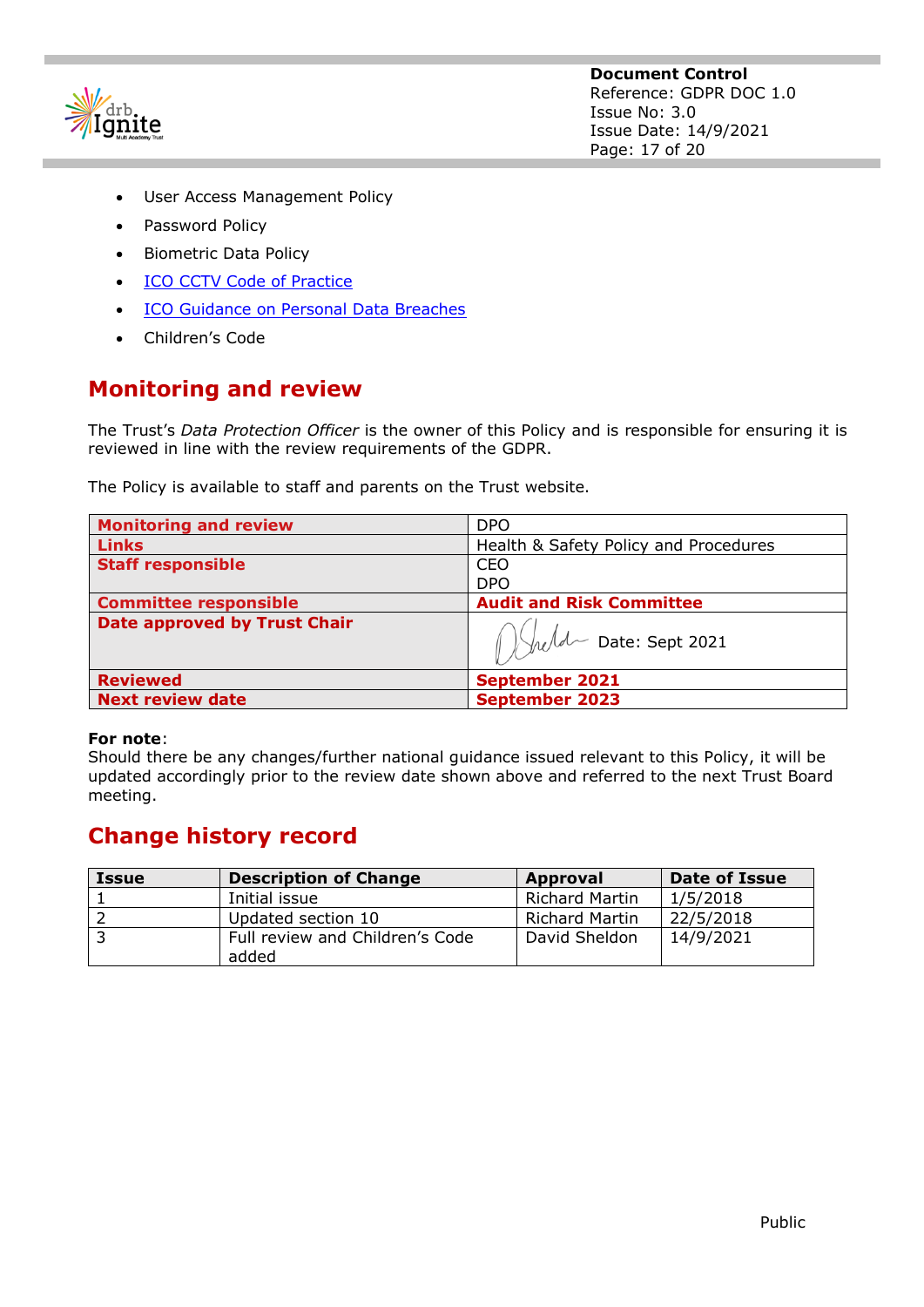- User Access Management Policy
- Password Policy
- Biometric Data Policy
- ICO CCTV Code of Practice
- ICO Guidance on Personal Data Breaches
- Children's Code

## Monitoring and review

The Trust's *Data Protection Officer* is the owner of this Policy and is responsible for ensuring it is reviewed in line with the review requirements of the GDPR.

The Policy is available to staff and parents on the Trust website.

| | |
|---|---|
| **Monitoring and review** | DPO |
| **Links** | Health & Safety Policy and Procedures |
| **Staff responsible** | CEO<br>DPO |
| **Committee responsible** | **Audit and Risk Committee** |
| **Date approved by Trust Chair** | [signature] Date: Sept 2021 |
| **Reviewed** | **September 2021** |
| **Next review date** | **September 2023** |

**For note**:
Should there be any changes/further national guidance issued relevant to this Policy, it will be updated accordingly prior to the review date shown above and referred to the next Trust Board meeting.

## Change history record

| Issue | Description of Change | Approval | Date of Issue |
|---|---|---|---|
| 1 | Initial issue | Richard Martin | 1/5/2018 |
| 2 | Updated section 10 | Richard Martin | 22/5/2018 |
| 3 | Full review and Children's Code added | David Sheldon | 14/9/2021 |

Public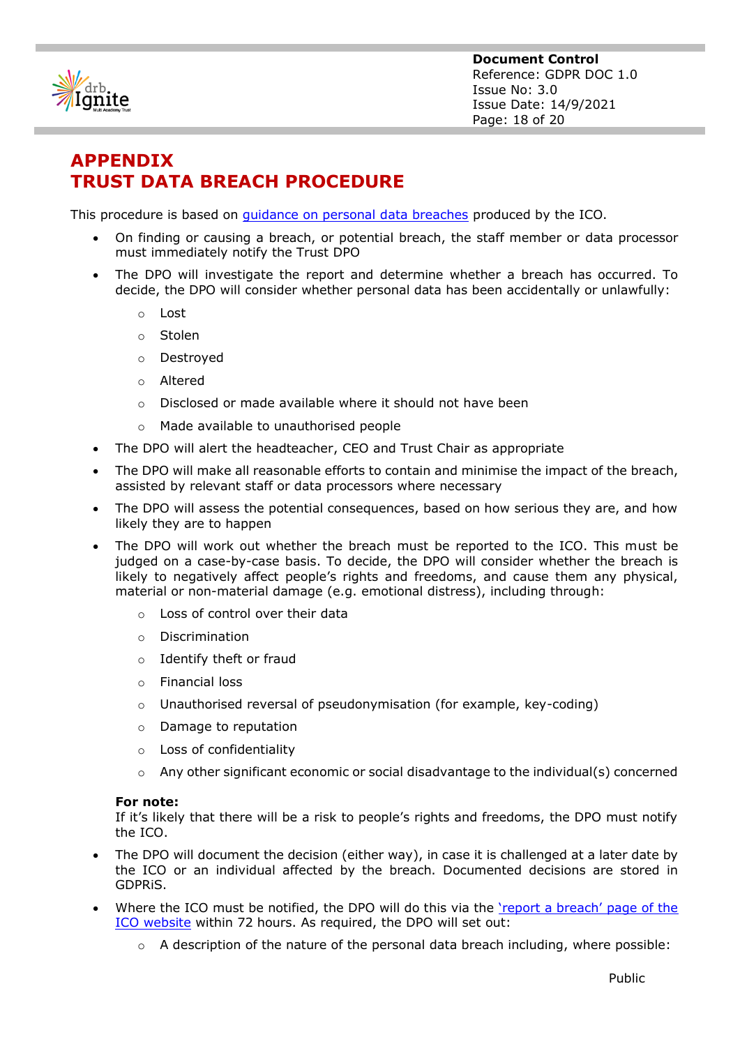# APPENDIX
# TRUST DATA BREACH PROCEDURE

This procedure is based on [guidance on personal data breaches]() produced by the ICO.

- On finding or causing a breach, or potential breach, the staff member or data processor must immediately notify the Trust DPO
- The DPO will investigate the report and determine whether a breach has occurred. To decide, the DPO will consider whether personal data has been accidentally or unlawfully:
  - Lost
  - Stolen
  - Destroyed
  - Altered
  - Disclosed or made available where it should not have been
  - Made available to unauthorised people
- The DPO will alert the headteacher, CEO and Trust Chair as appropriate
- The DPO will make all reasonable efforts to contain and minimise the impact of the breach, assisted by relevant staff or data processors where necessary
- The DPO will assess the potential consequences, based on how serious they are, and how likely they are to happen
- The DPO will work out whether the breach must be reported to the ICO. This must be judged on a case-by-case basis. To decide, the DPO will consider whether the breach is likely to negatively affect people's rights and freedoms, and cause them any physical, material or non-material damage (e.g. emotional distress), including through:
  - Loss of control over their data
  - Discrimination
  - Identify theft or fraud
  - Financial loss
  - Unauthorised reversal of pseudonymisation (for example, key-coding)
  - Damage to reputation
  - Loss of confidentiality
  - Any other significant economic or social disadvantage to the individual(s) concerned

  **For note:**
  If it's likely that there will be a risk to people's rights and freedoms, the DPO must notify the ICO.
- The DPO will document the decision (either way), in case it is challenged at a later date by the ICO or an individual affected by the breach. Documented decisions are stored in GDPRiS.
- Where the ICO must be notified, the DPO will do this via the ['report a breach' page of the ICO website]() within 72 hours. As required, the DPO will set out:
  - A description of the nature of the personal data breach including, where possible:

Public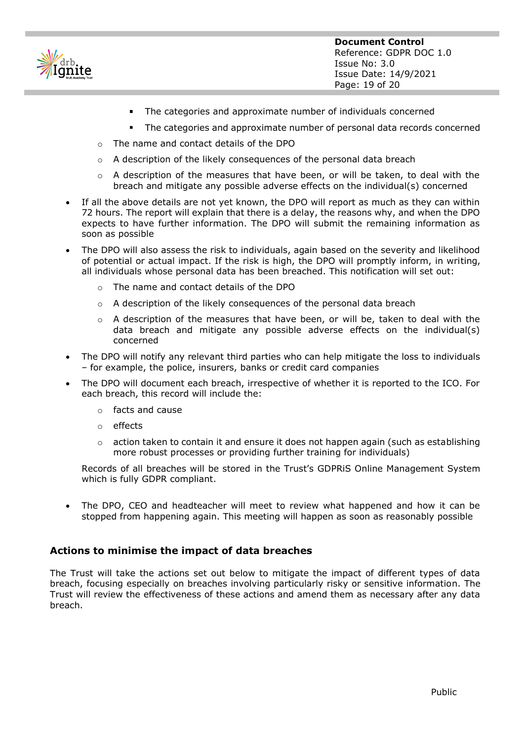- The categories and approximate number of individuals concerned
        - The categories and approximate number of personal data records concerned
    - The name and contact details of the DPO
    - A description of the likely consequences of the personal data breach
    - A description of the measures that have been, or will be taken, to deal with the breach and mitigate any possible adverse effects on the individual(s) concerned

- If all the above details are not yet known, the DPO will report as much as they can within 72 hours. The report will explain that there is a delay, the reasons why, and when the DPO expects to have further information. The DPO will submit the remaining information as soon as possible

- The DPO will also assess the risk to individuals, again based on the severity and likelihood of potential or actual impact. If the risk is high, the DPO will promptly inform, in writing, all individuals whose personal data has been breached. This notification will set out:
    - The name and contact details of the DPO
    - A description of the likely consequences of the personal data breach
    - A description of the measures that have been, or will be, taken to deal with the data breach and mitigate any possible adverse effects on the individual(s) concerned

- The DPO will notify any relevant third parties who can help mitigate the loss to individuals – for example, the police, insurers, banks or credit card companies

- The DPO will document each breach, irrespective of whether it is reported to the ICO. For each breach, this record will include the:
    - facts and cause
    - effects
    - action taken to contain it and ensure it does not happen again (such as establishing more robust processes or providing further training for individuals)

  Records of all breaches will be stored in the Trust's GDPRiS Online Management System which is fully GDPR compliant.

- The DPO, CEO and headteacher will meet to review what happened and how it can be stopped from happening again. This meeting will happen as soon as reasonably possible

### Actions to minimise the impact of data breaches

The Trust will take the actions set out below to mitigate the impact of different types of data breach, focusing especially on breaches involving particularly risky or sensitive information. The Trust will review the effectiveness of these actions and amend them as necessary after any data breach.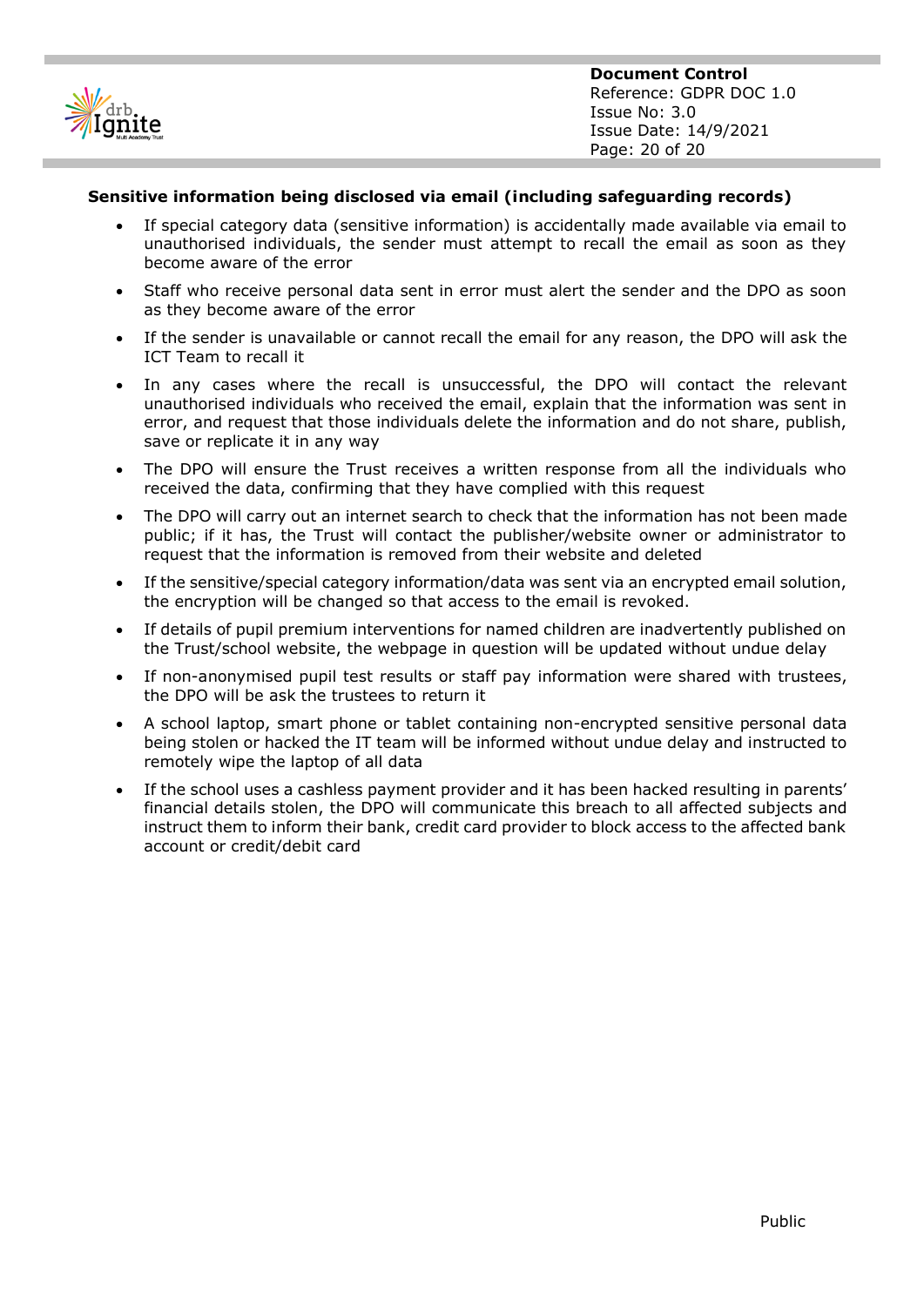**Sensitive information being disclosed via email (including safeguarding records)**

- If special category data (sensitive information) is accidentally made available via email to unauthorised individuals, the sender must attempt to recall the email as soon as they become aware of the error
- Staff who receive personal data sent in error must alert the sender and the DPO as soon as they become aware of the error
- If the sender is unavailable or cannot recall the email for any reason, the DPO will ask the ICT Team to recall it
- In any cases where the recall is unsuccessful, the DPO will contact the relevant unauthorised individuals who received the email, explain that the information was sent in error, and request that those individuals delete the information and do not share, publish, save or replicate it in any way
- The DPO will ensure the Trust receives a written response from all the individuals who received the data, confirming that they have complied with this request
- The DPO will carry out an internet search to check that the information has not been made public; if it has, the Trust will contact the publisher/website owner or administrator to request that the information is removed from their website and deleted
- If the sensitive/special category information/data was sent via an encrypted email solution, the encryption will be changed so that access to the email is revoked.
- If details of pupil premium interventions for named children are inadvertently published on the Trust/school website, the webpage in question will be updated without undue delay
- If non-anonymised pupil test results or staff pay information were shared with trustees, the DPO will be ask the trustees to return it
- A school laptop, smart phone or tablet containing non-encrypted sensitive personal data being stolen or hacked the IT team will be informed without undue delay and instructed to remotely wipe the laptop of all data
- If the school uses a cashless payment provider and it has been hacked resulting in parents' financial details stolen, the DPO will communicate this breach to all affected subjects and instruct them to inform their bank, credit card provider to block access to the affected bank account or credit/debit card